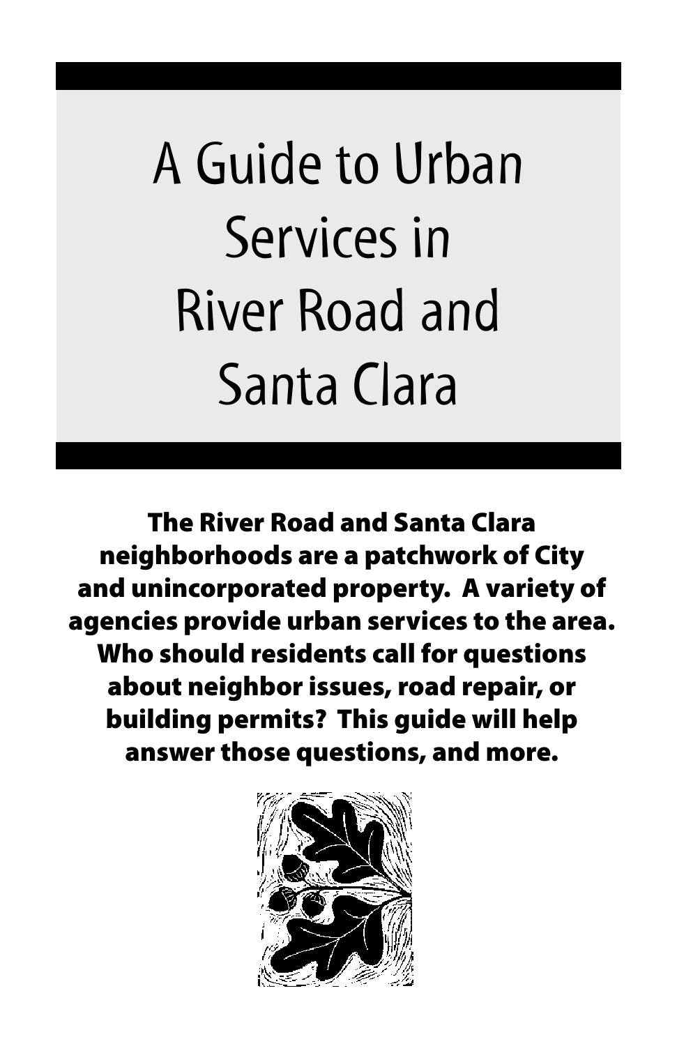# A Guide to Urban Services in River Road and Santa Clara

**The River Road and Santa Clara neighborhoods are a patchwork of City and unincorporated property. A variety of agencies provide urban services to the area. Who should residents call for questions about neighbor issues, road repair, or building permits? This guide will help answer those questions, and more.**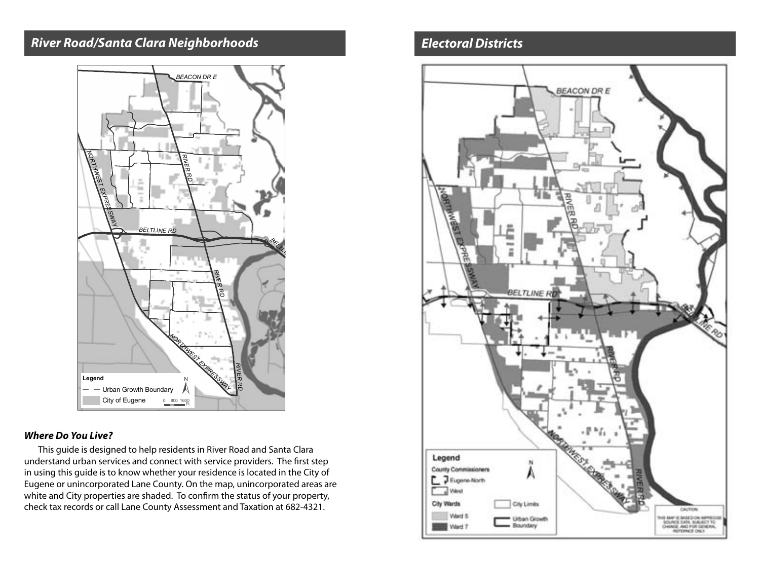## River Road/Santa Clara Neighborhoods

### *Where Do You Live?*

This guide is designed to help residents in River Road and Santa Clara understand urban services and connect with service providers. The first step in using this guide is to know whether your residence is located in the City of Eugene or unincorporated Lane County. On the map, unincorporated areas are white and City properties are shaded. To confirm the status of your property, check tax records or call Lane County Assessment and Taxation at 682-4321.

## Electoral Districts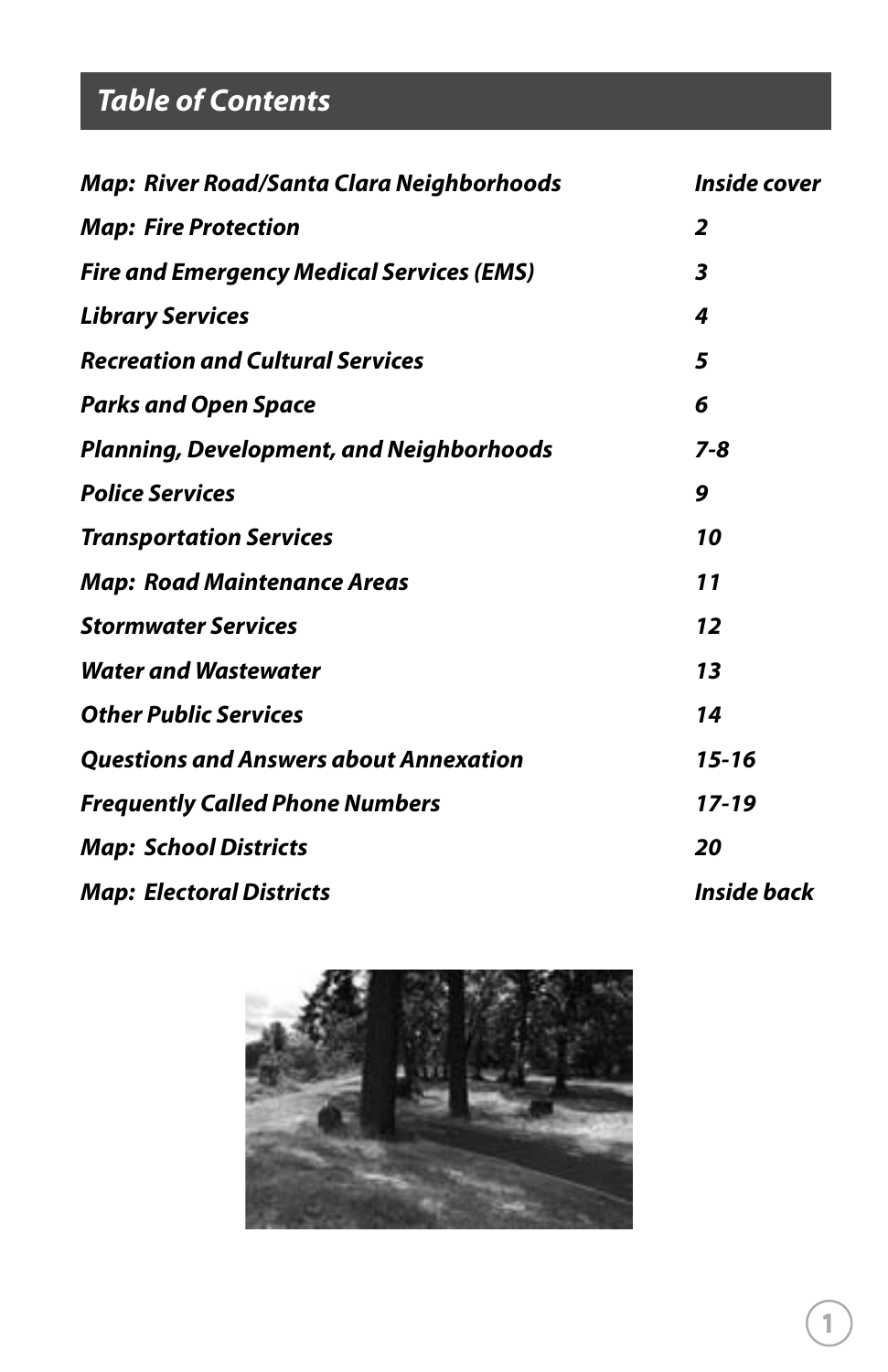## *Table of Contents*

| | |
|---|---|
| ***Map: River Road/Santa Clara Neighborhoods*** | ***Inside cover*** |
| ***Map: Fire Protection*** | ***2*** |
| ***Fire and Emergency Medical Services (EMS)*** | ***3*** |
| ***Library Services*** | ***4*** |
| ***Recreation and Cultural Services*** | ***5*** |
| ***Parks and Open Space*** | ***6*** |
| ***Planning, Development, and Neighborhoods*** | ***7-8*** |
| ***Police Services*** | ***9*** |
| ***Transportation Services*** | ***10*** |
| ***Map: Road Maintenance Areas*** | ***11*** |
| ***Stormwater Services*** | ***12*** |
| ***Water and Wastewater*** | ***13*** |
| ***Other Public Services*** | ***14*** |
| ***Questions and Answers about Annexation*** | ***15-16*** |
| ***Frequently Called Phone Numbers*** | ***17-19*** |
| ***Map: School Districts*** | ***20*** |
| ***Map: Electoral Districts*** | ***Inside back*** |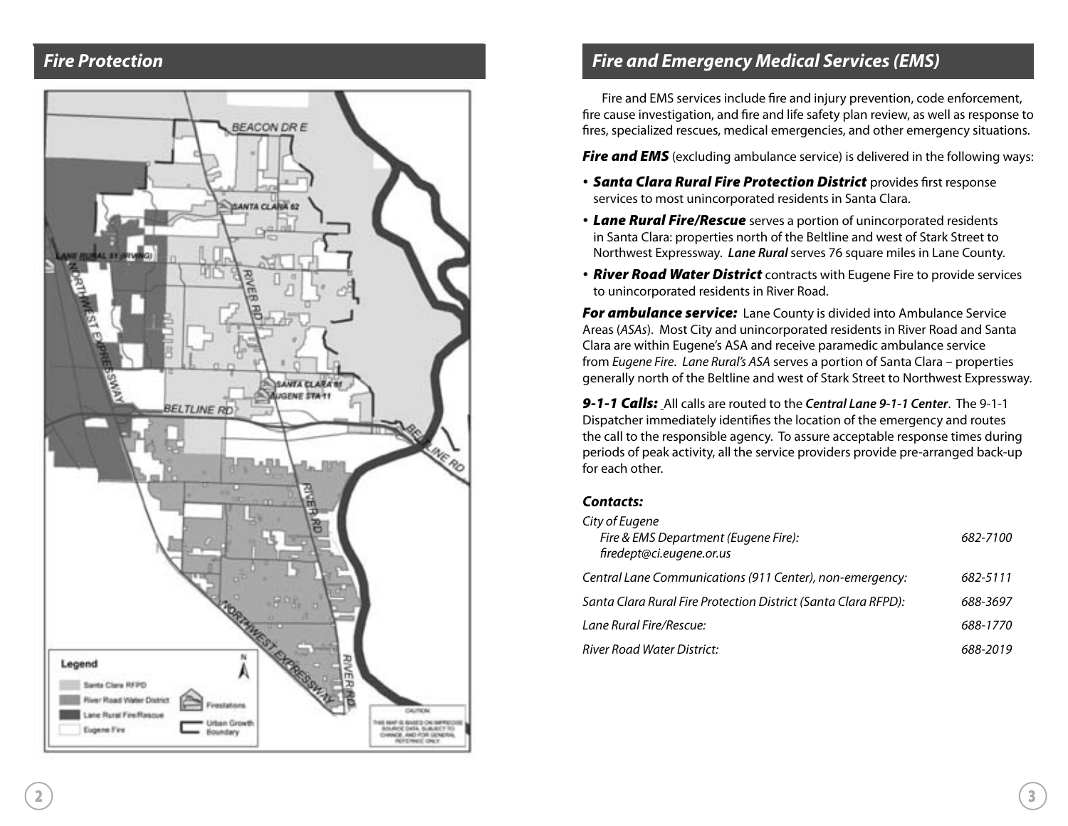## Fire Protection

## Fire and Emergency Medical Services (EMS)

Fire and EMS services include fire and injury prevention, code enforcement, fire cause investigation, and fire and life safety plan review, as well as response to fires, specialized rescues, medical emergencies, and other emergency situations.

***Fire and EMS*** (excluding ambulance service) is delivered in the following ways:

- ***Santa Clara Rural Fire Protection District*** provides first response services to most unincorporated residents in Santa Clara.
- ***Lane Rural Fire/Rescue*** serves a portion of unincorporated residents in Santa Clara: properties north of the Beltline and west of Stark Street to Northwest Expressway. ***Lane Rural*** serves 76 square miles in Lane County.
- ***River Road Water District*** contracts with Eugene Fire to provide services to unincorporated residents in River Road.

***For ambulance service:*** Lane County is divided into Ambulance Service Areas (*ASAs*). Most City and unincorporated residents in River Road and Santa Clara are within Eugene's ASA and receive paramedic ambulance service from *Eugene Fire*. *Lane Rural's ASA* serves a portion of Santa Clara – properties generally north of the Beltline and west of Stark Street to Northwest Expressway.

***9-1-1 Calls:*** All calls are routed to the ***Central Lane 9-1-1 Center***. The 9-1-1 Dispatcher immediately identifies the location of the emergency and routes the call to the responsible agency. To assure acceptable response times during periods of peak activity, all the service providers provide pre-arranged back-up for each other.

### *Contacts:*

*City of Eugene*

| | |
|---|---|
| *Fire & EMS Department (Eugene Fire):* *firedept@ci.eugene.or.us* | *682-7100* |
| *Central Lane Communications (911 Center), non-emergency:* | *682-5111* |
| *Santa Clara Rural Fire Protection District (Santa Clara RFPD):* | *688-3697* |
| *Lane Rural Fire/Rescue:* | *688-1770* |
| *River Road Water District:* | *688-2019* |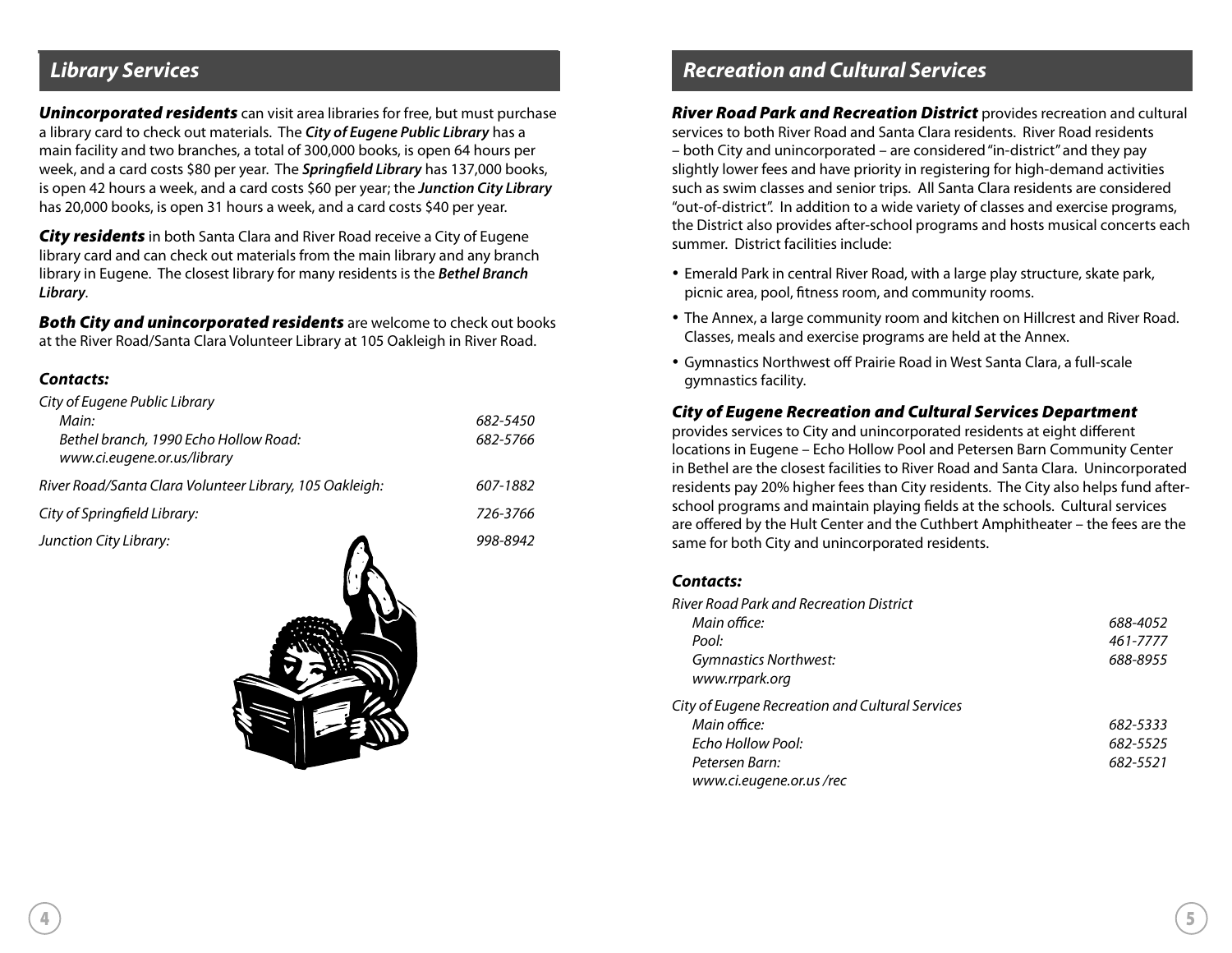## *Library Services*

***Unincorporated residents*** can visit area libraries for free, but must purchase a library card to check out materials. The ***City of Eugene Public Library*** has a main facility and two branches, a total of 300,000 books, is open 64 hours per week, and a card costs $80 per year. The ***Springfield Library*** has 137,000 books, is open 42 hours a week, and a card costs $60 per year; the ***Junction City Library*** has 20,000 books, is open 31 hours a week, and a card costs $40 per year.

***City residents*** in both Santa Clara and River Road receive a City of Eugene library card and can check out materials from the main library and any branch library in Eugene. The closest library for many residents is the ***Bethel Branch Library***.

***Both City and unincorporated residents*** are welcome to check out books at the River Road/Santa Clara Volunteer Library at 105 Oakleigh in River Road.

### *Contacts:*

*City of Eugene Public Library*

| | |
|---|---|
| *Main:* | *682-5450* |
| *Bethel branch, 1990 Echo Hollow Road:* | *682-5766* |
| *www.ci.eugene.or.us/library* | |
| *River Road/Santa Clara Volunteer Library, 105 Oakleigh:* | *607-1882* |
| *City of Springfield Library:* | *726-3766* |
| *Junction City Library:* | *998-8942* |

## *Recreation and Cultural Services*

***River Road Park and Recreation District*** provides recreation and cultural services to both River Road and Santa Clara residents. River Road residents – both City and unincorporated – are considered "in-district" and they pay slightly lower fees and have priority in registering for high-demand activities such as swim classes and senior trips. All Santa Clara residents are considered "out-of-district". In addition to a wide variety of classes and exercise programs, the District also provides after-school programs and hosts musical concerts each summer. District facilities include:

- Emerald Park in central River Road, with a large play structure, skate park, picnic area, pool, fitness room, and community rooms.
- The Annex, a large community room and kitchen on Hillcrest and River Road. Classes, meals and exercise programs are held at the Annex.
- Gymnastics Northwest off Prairie Road in West Santa Clara, a full-scale gymnastics facility.

***City of Eugene Recreation and Cultural Services Department*** provides services to City and unincorporated residents at eight different locations in Eugene – Echo Hollow Pool and Petersen Barn Community Center in Bethel are the closest facilities to River Road and Santa Clara. Unincorporated residents pay 20% higher fees than City residents. The City also helps fund after-school programs and maintain playing fields at the schools. Cultural services are offered by the Hult Center and the Cuthbert Amphitheater – the fees are the same for both City and unincorporated residents.

### *Contacts:*

*River Road Park and Recreation District*

| | |
|---|---|
| *Main office:* | *688-4052* |
| *Pool:* | *461-7777* |
| *Gymnastics Northwest:* | *688-8955* |
| *www.rrpark.org* | |

*City of Eugene Recreation and Cultural Services*

| | |
|---|---|
| *Main office:* | *682-5333* |
| *Echo Hollow Pool:* | *682-5525* |
| *Petersen Barn:* | *682-5521* |
| *www.ci.eugene.or.us /rec* | |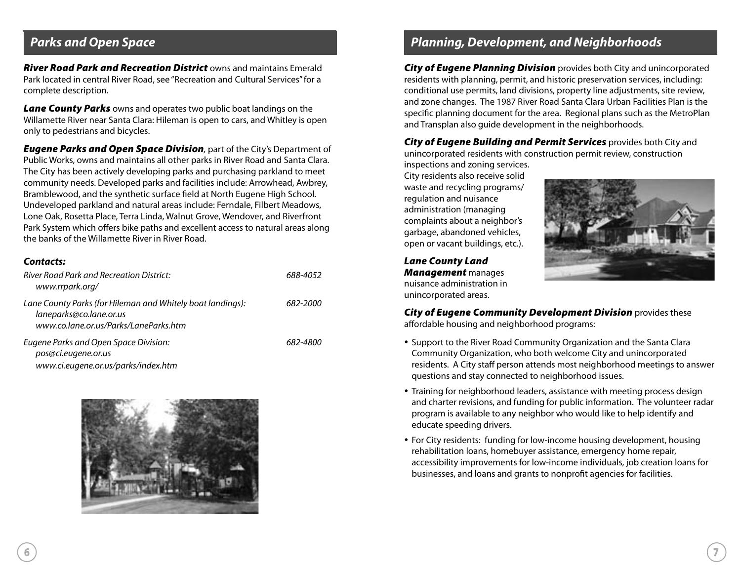## Parks and Open Space

***River Road Park and Recreation District*** owns and maintains Emerald Park located in central River Road, see "Recreation and Cultural Services" for a complete description.

***Lane County Parks*** owns and operates two public boat landings on the Willamette River near Santa Clara: Hileman is open to cars, and Whitley is open only to pedestrians and bicycles.

***Eugene Parks and Open Space Division***, part of the City's Department of Public Works, owns and maintains all other parks in River Road and Santa Clara. The City has been actively developing parks and purchasing parkland to meet community needs. Developed parks and facilities include: Arrowhead, Awbrey, Bramblewood, and the synthetic surface field at North Eugene High School. Undeveloped parkland and natural areas include: Ferndale, Filbert Meadows, Lone Oak, Rosetta Place, Terra Linda, Walnut Grove, Wendover, and Riverfront Park System which offers bike paths and excellent access to natural areas along the banks of the Willamette River in River Road.

***Contacts:***

*River Road Park and Recreation District:* *688-4052*
*www.rrpark.org/*

*Lane County Parks (for Hileman and Whitely boat landings):* *682-2000*
*laneparks@co.lane.or.us*
*www.co.lane.or.us/Parks/LaneParks.htm*

*Eugene Parks and Open Space Division:* *682-4800*
*pos@ci.eugene.or.us*
*www.ci.eugene.or.us/parks/index.htm*

## Planning, Development, and Neighborhoods

***City of Eugene Planning Division*** provides both City and unincorporated residents with planning, permit, and historic preservation services, including: conditional use permits, land divisions, property line adjustments, site review, and zone changes. The 1987 River Road Santa Clara Urban Facilities Plan is the specific planning document for the area. Regional plans such as the MetroPlan and Transplan also guide development in the neighborhoods.

***City of Eugene Building and Permit Services*** provides both City and unincorporated residents with construction permit review, construction inspections and zoning services. City residents also receive solid waste and recycling programs/ regulation and nuisance administration (managing complaints about a neighbor's garbage, abandoned vehicles, open or vacant buildings, etc.).

***Lane County Land Management*** manages nuisance administration in unincorporated areas.

***City of Eugene Community Development Division*** provides these affordable housing and neighborhood programs:

- Support to the River Road Community Organization and the Santa Clara Community Organization, who both welcome City and unincorporated residents. A City staff person attends most neighborhood meetings to answer questions and stay connected to neighborhood issues.
- Training for neighborhood leaders, assistance with meeting process design and charter revisions, and funding for public information. The volunteer radar program is available to any neighbor who would like to help identify and educate speeding drivers.
- For City residents: funding for low-income housing development, housing rehabilitation loans, homebuyer assistance, emergency home repair, accessibility improvements for low-income individuals, job creation loans for businesses, and loans and grants to nonprofit agencies for facilities.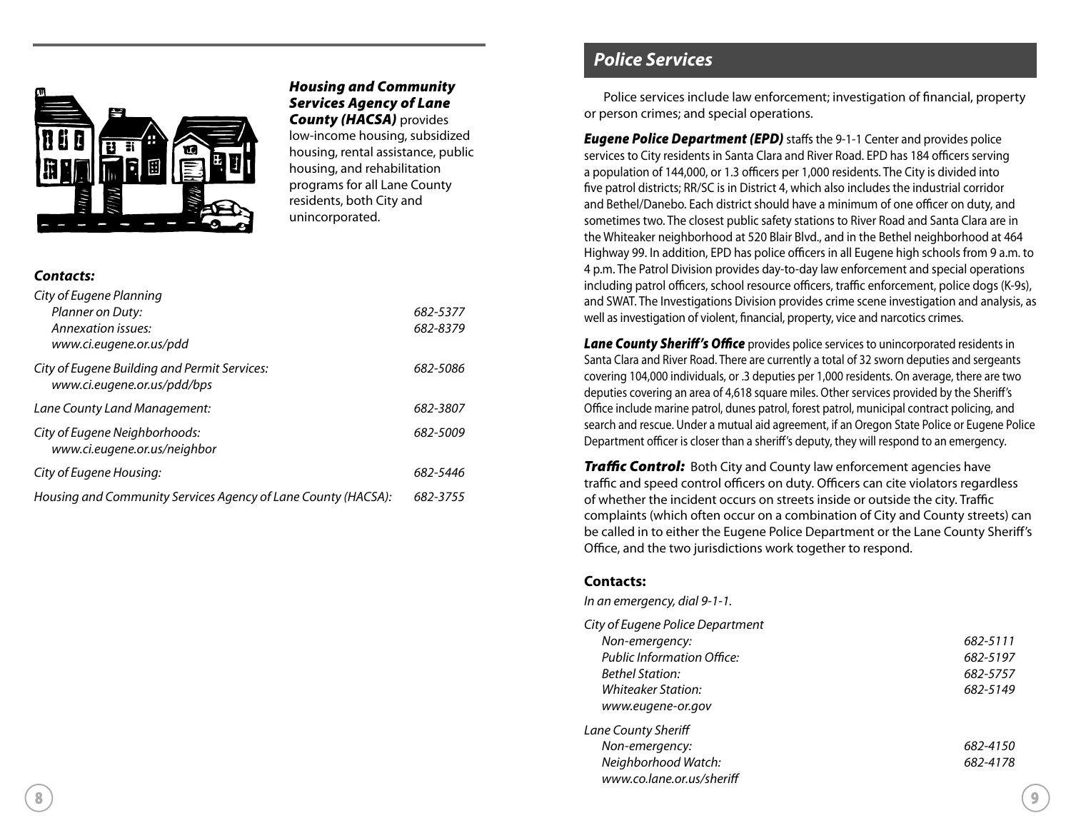***Housing and Community Services Agency of Lane County (HACSA)*** provides low-income housing, subsidized housing, rental assistance, public housing, and rehabilitation programs for all Lane County residents, both City and unincorporated.

### *Contacts:*

*City of Eugene Planning*
- *Planner on Duty:* *682-5377*
- *Annexation issues:* *682-8379*
- *www.ci.eugene.or.us/pdd*

*City of Eugene Building and Permit Services:* *682-5086*
*www.ci.eugene.or.us/pdd/bps*

*Lane County Land Management:* *682-3807*

*City of Eugene Neighborhoods:* *682-5009*
*www.ci.eugene.or.us/neighbor*

*City of Eugene Housing:* *682-5446*

*Housing and Community Services Agency of Lane County (HACSA):* *682-3755*

## *Police Services*

Police services include law enforcement; investigation of financial, property or person crimes; and special operations.

***Eugene Police Department (EPD)*** staffs the 9-1-1 Center and provides police services to City residents in Santa Clara and River Road. EPD has 184 officers serving a population of 144,000, or 1.3 officers per 1,000 residents. The City is divided into five patrol districts; RR/SC is in District 4, which also includes the industrial corridor and Bethel/Danebo. Each district should have a minimum of one officer on duty, and sometimes two. The closest public safety stations to River Road and Santa Clara are in the Whiteaker neighborhood at 520 Blair Blvd., and in the Bethel neighborhood at 464 Highway 99. In addition, EPD has police officers in all Eugene high schools from 9 a.m. to 4 p.m. The Patrol Division provides day-to-day law enforcement and special operations including patrol officers, school resource officers, traffic enforcement, police dogs (K-9s), and SWAT. The Investigations Division provides crime scene investigation and analysis, as well as investigation of violent, financial, property, vice and narcotics crimes.

***Lane County Sheriff's Office*** provides police services to unincorporated residents in Santa Clara and River Road. There are currently a total of 32 sworn deputies and sergeants covering 104,000 individuals, or .3 deputies per 1,000 residents. On average, there are two deputies covering an area of 4,618 square miles. Other services provided by the Sheriff's Office include marine patrol, dunes patrol, forest patrol, municipal contract policing, and search and rescue. Under a mutual aid agreement, if an Oregon State Police or Eugene Police Department officer is closer than a sheriff's deputy, they will respond to an emergency.

***Traffic Control:*** Both City and County law enforcement agencies have traffic and speed control officers on duty. Officers can cite violators regardless of whether the incident occurs on streets inside or outside the city. Traffic complaints (which often occur on a combination of City and County streets) can be called in to either the Eugene Police Department or the Lane County Sheriff's Office, and the two jurisdictions work together to respond.

### Contacts:

*In an emergency, dial 9-1-1.*

*City of Eugene Police Department*
- *Non-emergency:* *682-5111*
- *Public Information Office:* *682-5197*
- *Bethel Station:* *682-5757*
- *Whiteaker Station:* *682-5149*
- *www.eugene-or.gov*

*Lane County Sheriff*
- *Non-emergency:* *682-4150*
- *Neighborhood Watch:* *682-4178*
- *www.co.lane.or.us/sheriff*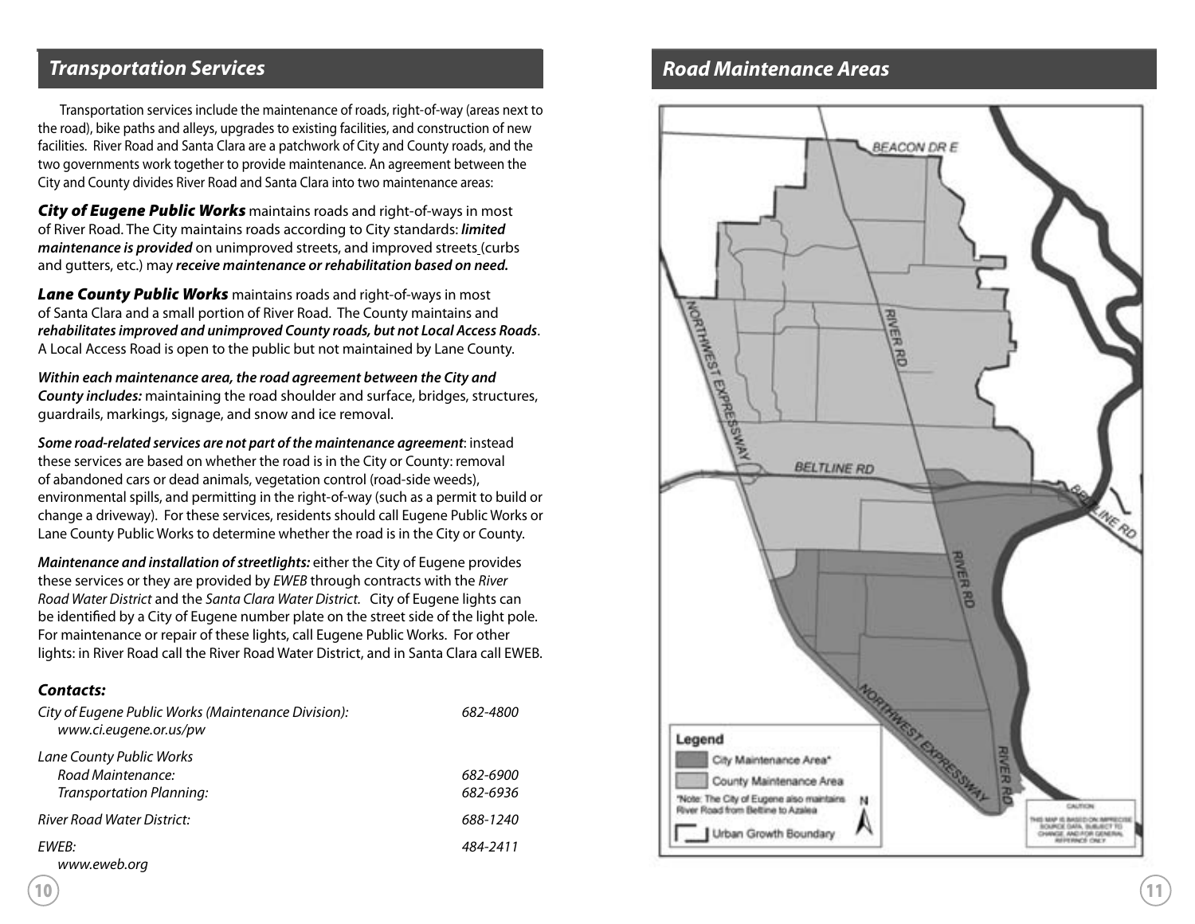## Transportation Services

Transportation services include the maintenance of roads, right-of-way (areas next to the road), bike paths and alleys, upgrades to existing facilities, and construction of new facilities. River Road and Santa Clara are a patchwork of City and County roads, and the two governments work together to provide maintenance. An agreement between the City and County divides River Road and Santa Clara into two maintenance areas:

***City of Eugene Public Works*** maintains roads and right-of-ways in most of River Road. The City maintains roads according to City standards: ***limited maintenance is provided*** on unimproved streets, and improved streets (curbs and gutters, etc.) may ***receive maintenance or rehabilitation based on need.***

***Lane County Public Works*** maintains roads and right-of-ways in most of Santa Clara and a small portion of River Road. The County maintains and ***rehabilitates improved and unimproved County roads, but not Local Access Roads***. A Local Access Road is open to the public but not maintained by Lane County.

***Within each maintenance area, the road agreement between the City and County includes:*** maintaining the road shoulder and surface, bridges, structures, guardrails, markings, signage, and snow and ice removal.

***Some road-related services are not part of the maintenance agreement***: instead these services are based on whether the road is in the City or County: removal of abandoned cars or dead animals, vegetation control (road-side weeds), environmental spills, and permitting in the right-of-way (such as a permit to build or change a driveway). For these services, residents should call Eugene Public Works or Lane County Public Works to determine whether the road is in the City or County.

***Maintenance and installation of streetlights:*** either the City of Eugene provides these services or they are provided by *EWEB* through contracts with the *River Road Water District* and the *Santa Clara Water District.* City of Eugene lights can be identified by a City of Eugene number plate on the street side of the light pole. For maintenance or repair of these lights, call Eugene Public Works. For other lights: in River Road call the River Road Water District, and in Santa Clara call EWEB.

### Contacts:

| | |
|---|---|
| *City of Eugene Public Works (Maintenance Division):* *www.ci.eugene.or.us/pw* | *682-4800* |
| *Lane County Public Works* | |
| *Road Maintenance:* | *682-6900* |
| *Transportation Planning:* | *682-6936* |
| *River Road Water District:* | *688-1240* |
| *EWEB:* *www.eweb.org* | *484-2411* |

## Road Maintenance Areas

BEACON DR E

RIVER RD

NORTHWEST EXPRESSWAY

BELTLINE RD

BELTLINE RD

RIVER RD

NORTHWEST EXPRESSWAY

RIVER RD

**Legend**

City Maintenance Area*

County Maintenance Area

*Note: The City of Eugene also maintains River Road from Beltline to Azalea

Urban Growth Boundary

N

CAUTION: THIS MAP IS BASED ON IMPRECISE SOURCE DATA, SUBJECT TO CHANGE, AND FOR GENERAL REFERENCE ONLY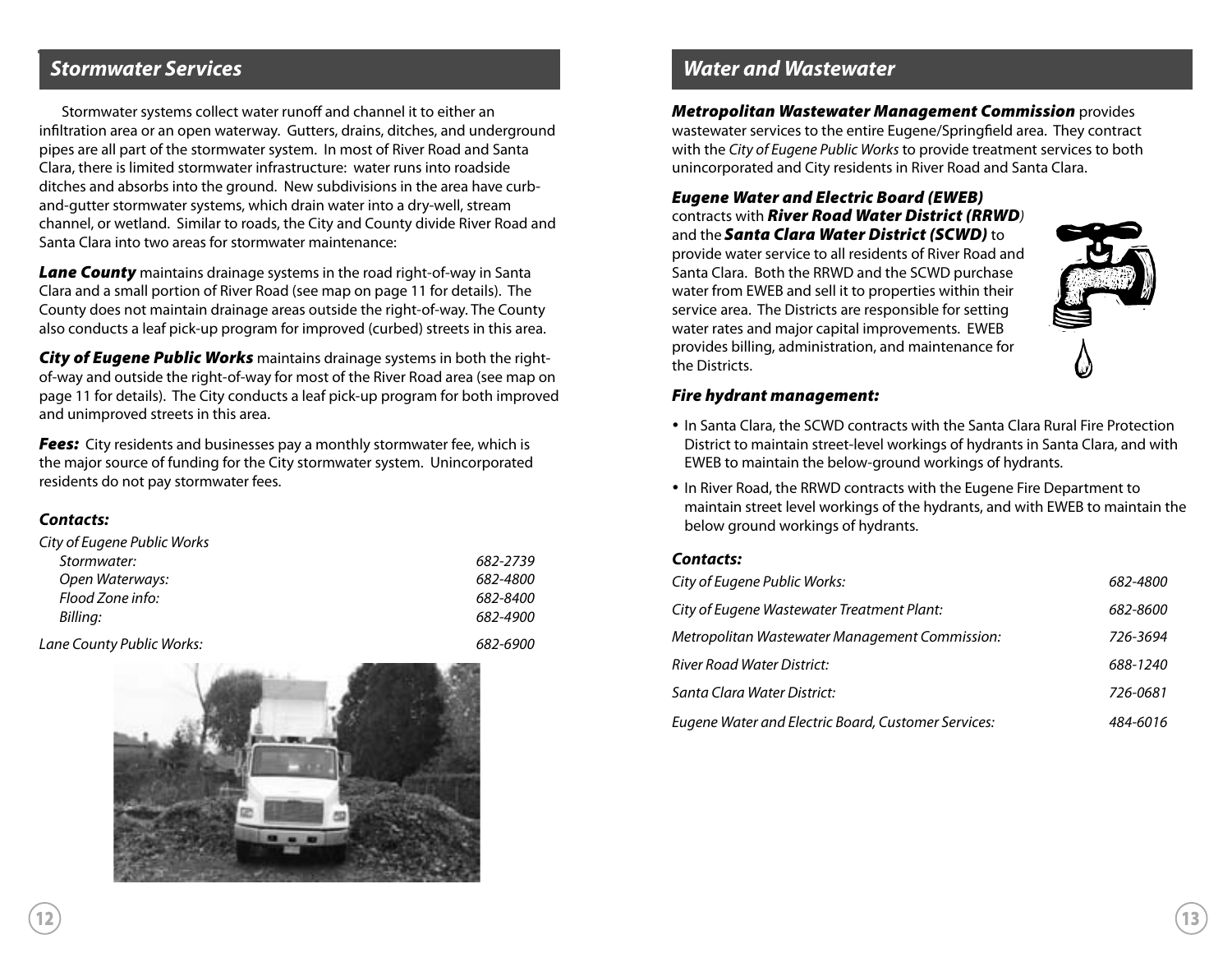## Stormwater Services

Stormwater systems collect water runoff and channel it to either an infiltration area or an open waterway. Gutters, drains, ditches, and underground pipes are all part of the stormwater system. In most of River Road and Santa Clara, there is limited stormwater infrastructure: water runs into roadside ditches and absorbs into the ground. New subdivisions in the area have curb-and-gutter stormwater systems, which drain water into a dry-well, stream channel, or wetland. Similar to roads, the City and County divide River Road and Santa Clara into two areas for stormwater maintenance:

***Lane County*** maintains drainage systems in the road right-of-way in Santa Clara and a small portion of River Road (see map on page 11 for details). The County does not maintain drainage areas outside the right-of-way. The County also conducts a leaf pick-up program for improved (curbed) streets in this area.

***City of Eugene Public Works*** maintains drainage systems in both the right-of-way and outside the right-of-way for most of the River Road area (see map on page 11 for details). The City conducts a leaf pick-up program for both improved and unimproved streets in this area.

***Fees:*** City residents and businesses pay a monthly stormwater fee, which is the major source of funding for the City stormwater system. Unincorporated residents do not pay stormwater fees.

### *Contacts:*

| | |
|---|---|
| *City of Eugene Public Works* | |
| *Stormwater:* | *682-2739* |
| *Open Waterways:* | *682-4800* |
| *Flood Zone info:* | *682-8400* |
| *Billing:* | *682-4900* |
| *Lane County Public Works:* | *682-6900* |

## Water and Wastewater

***Metropolitan Wastewater Management Commission*** provides wastewater services to the entire Eugene/Springfield area. They contract with the *City of Eugene Public Works* to provide treatment services to both unincorporated and City residents in River Road and Santa Clara.

***Eugene Water and Electric Board (EWEB)*** contracts with ***River Road Water District (RRWD)*** and the ***Santa Clara Water District (SCWD)*** to provide water service to all residents of River Road and Santa Clara. Both the RRWD and the SCWD purchase water from EWEB and sell it to properties within their service area. The Districts are responsible for setting water rates and major capital improvements. EWEB provides billing, administration, and maintenance for the Districts.

### *Fire hydrant management:*

- In Santa Clara, the SCWD contracts with the Santa Clara Rural Fire Protection District to maintain street-level workings of hydrants in Santa Clara, and with EWEB to maintain the below-ground workings of hydrants.
- In River Road, the RRWD contracts with the Eugene Fire Department to maintain street level workings of the hydrants, and with EWEB to maintain the below ground workings of hydrants.

### *Contacts:*

| | |
|---|---|
| *City of Eugene Public Works:* | *682-4800* |
| *City of Eugene Wastewater Treatment Plant:* | *682-8600* |
| *Metropolitan Wastewater Management Commission:* | *726-3694* |
| *River Road Water District:* | *688-1240* |
| *Santa Clara Water District:* | *726-0681* |
| *Eugene Water and Electric Board, Customer Services:* | *484-6016* |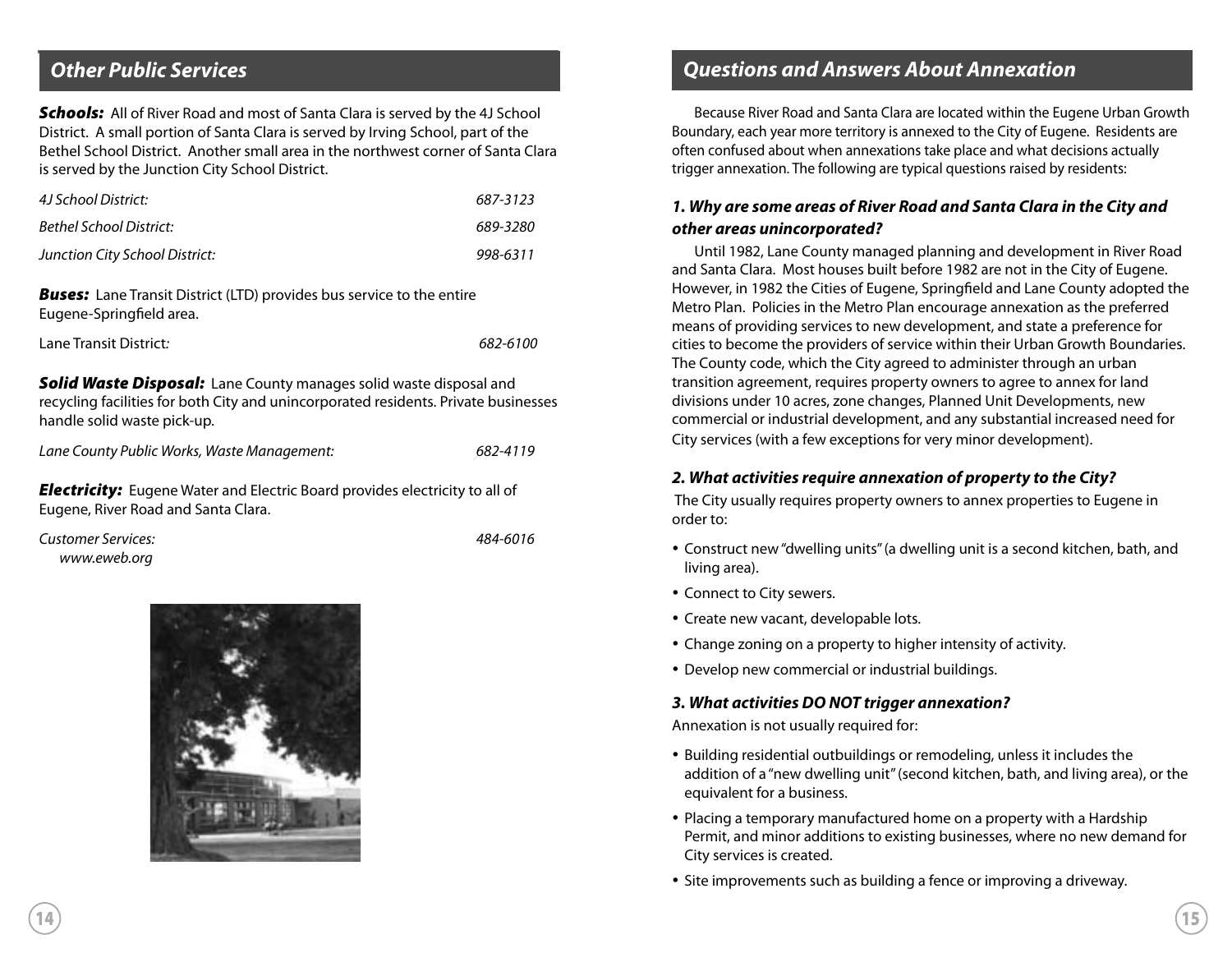## Other Public Services

***Schools:*** All of River Road and most of Santa Clara is served by the 4J School District. A small portion of Santa Clara is served by Irving School, part of the Bethel School District. Another small area in the northwest corner of Santa Clara is served by the Junction City School District.

| | |
|---|---|
| *4J School District:* | *687-3123* |
| *Bethel School District:* | *689-3280* |
| *Junction City School District:* | *998-6311* |

***Buses:*** Lane Transit District (LTD) provides bus service to the entire Eugene-Springfield area.

| | |
|---|---|
| Lane Transit District: | *682-6100* |

***Solid Waste Disposal:*** Lane County manages solid waste disposal and recycling facilities for both City and unincorporated residents. Private businesses handle solid waste pick-up.

| | |
|---|---|
| *Lane County Public Works, Waste Management:* | *682-4119* |

***Electricity:*** Eugene Water and Electric Board provides electricity to all of Eugene, River Road and Santa Clara.

| | |
|---|---|
| *Customer Services:* *www.eweb.org* | *484-6016* |

## Questions and Answers About Annexation

Because River Road and Santa Clara are located within the Eugene Urban Growth Boundary, each year more territory is annexed to the City of Eugene. Residents are often confused about when annexations take place and what decisions actually trigger annexation. The following are typical questions raised by residents:

### *1. Why are some areas of River Road and Santa Clara in the City and other areas unincorporated?*

Until 1982, Lane County managed planning and development in River Road and Santa Clara. Most houses built before 1982 are not in the City of Eugene. However, in 1982 the Cities of Eugene, Springfield and Lane County adopted the Metro Plan. Policies in the Metro Plan encourage annexation as the preferred means of providing services to new development, and state a preference for cities to become the providers of service within their Urban Growth Boundaries. The County code, which the City agreed to administer through an urban transition agreement, requires property owners to agree to annex for land divisions under 10 acres, zone changes, Planned Unit Developments, new commercial or industrial development, and any substantial increased need for City services (with a few exceptions for very minor development).

### *2. What activities require annexation of property to the City?*

The City usually requires property owners to annex properties to Eugene in order to:

- Construct new "dwelling units" (a dwelling unit is a second kitchen, bath, and living area).
- Connect to City sewers.
- Create new vacant, developable lots.
- Change zoning on a property to higher intensity of activity.
- Develop new commercial or industrial buildings.

### *3. What activities DO NOT trigger annexation?*

Annexation is not usually required for:

- Building residential outbuildings or remodeling, unless it includes the addition of a "new dwelling unit" (second kitchen, bath, and living area), or the equivalent for a business.
- Placing a temporary manufactured home on a property with a Hardship Permit, and minor additions to existing businesses, where no new demand for City services is created.
- Site improvements such as building a fence or improving a driveway.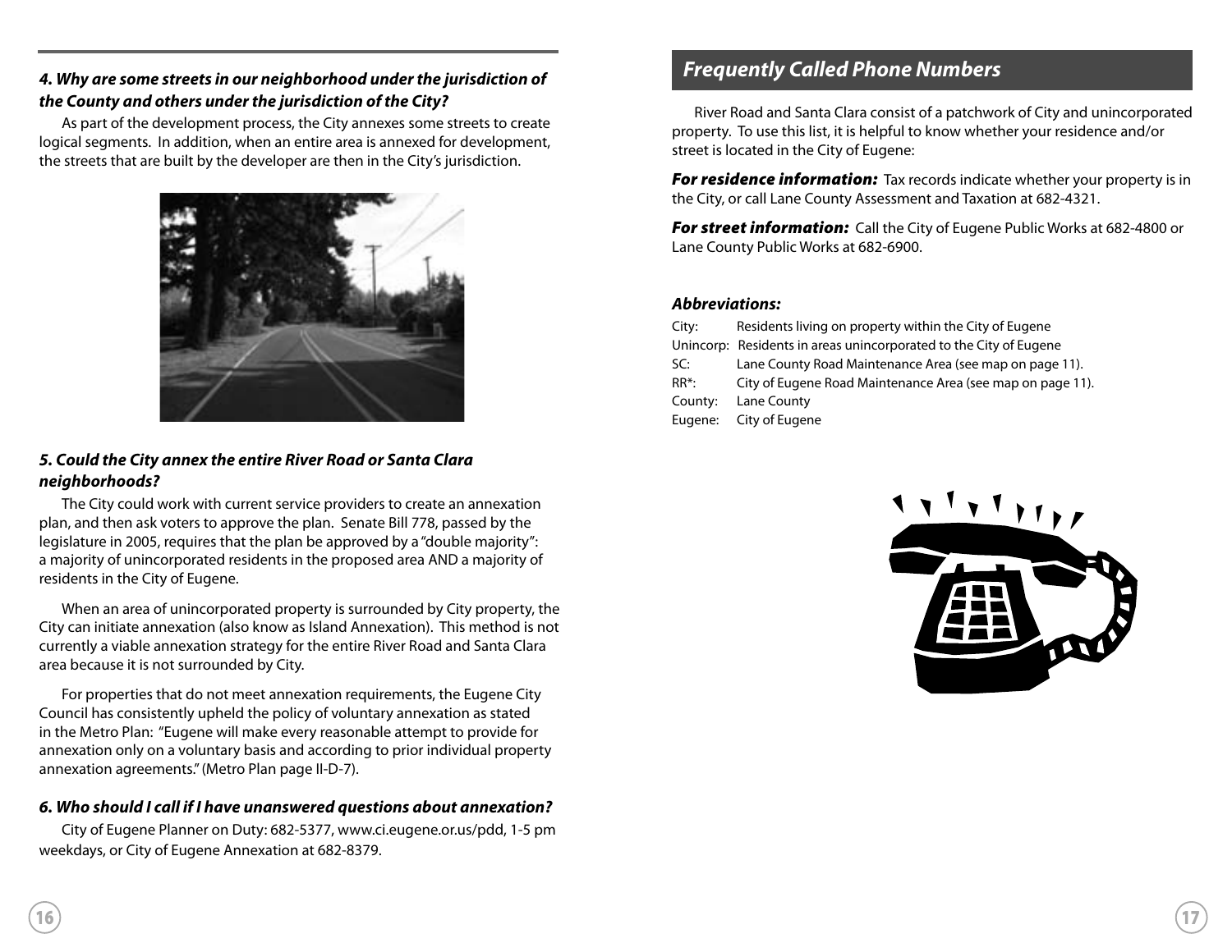### *4. Why are some streets in our neighborhood under the jurisdiction of the County and others under the jurisdiction of the City?*

As part of the development process, the City annexes some streets to create logical segments. In addition, when an entire area is annexed for development, the streets that are built by the developer are then in the City's jurisdiction.

### *5. Could the City annex the entire River Road or Santa Clara neighborhoods?*

The City could work with current service providers to create an annexation plan, and then ask voters to approve the plan. Senate Bill 778, passed by the legislature in 2005, requires that the plan be approved by a "double majority": a majority of unincorporated residents in the proposed area AND a majority of residents in the City of Eugene.

When an area of unincorporated property is surrounded by City property, the City can initiate annexation (also know as Island Annexation). This method is not currently a viable annexation strategy for the entire River Road and Santa Clara area because it is not surrounded by City.

For properties that do not meet annexation requirements, the Eugene City Council has consistently upheld the policy of voluntary annexation as stated in the Metro Plan: "Eugene will make every reasonable attempt to provide for annexation only on a voluntary basis and according to prior individual property annexation agreements." (Metro Plan page II-D-7).

### *6. Who should I call if I have unanswered questions about annexation?*

City of Eugene Planner on Duty: 682-5377, www.ci.eugene.or.us/pdd, 1-5 pm weekdays, or City of Eugene Annexation at 682-8379.

## *Frequently Called Phone Numbers*

River Road and Santa Clara consist of a patchwork of City and unincorporated property. To use this list, it is helpful to know whether your residence and/or street is located in the City of Eugene:

***For residence information:*** Tax records indicate whether your property is in the City, or call Lane County Assessment and Taxation at 682-4321.

***For street information:*** Call the City of Eugene Public Works at 682-4800 or Lane County Public Works at 682-6900.

### *Abbreviations:*

City: Residents living on property within the City of Eugene
Unincorp: Residents in areas unincorporated to the City of Eugene
SC: Lane County Road Maintenance Area (see map on page 11).
RR*: City of Eugene Road Maintenance Area (see map on page 11).
County: Lane County
Eugene: City of Eugene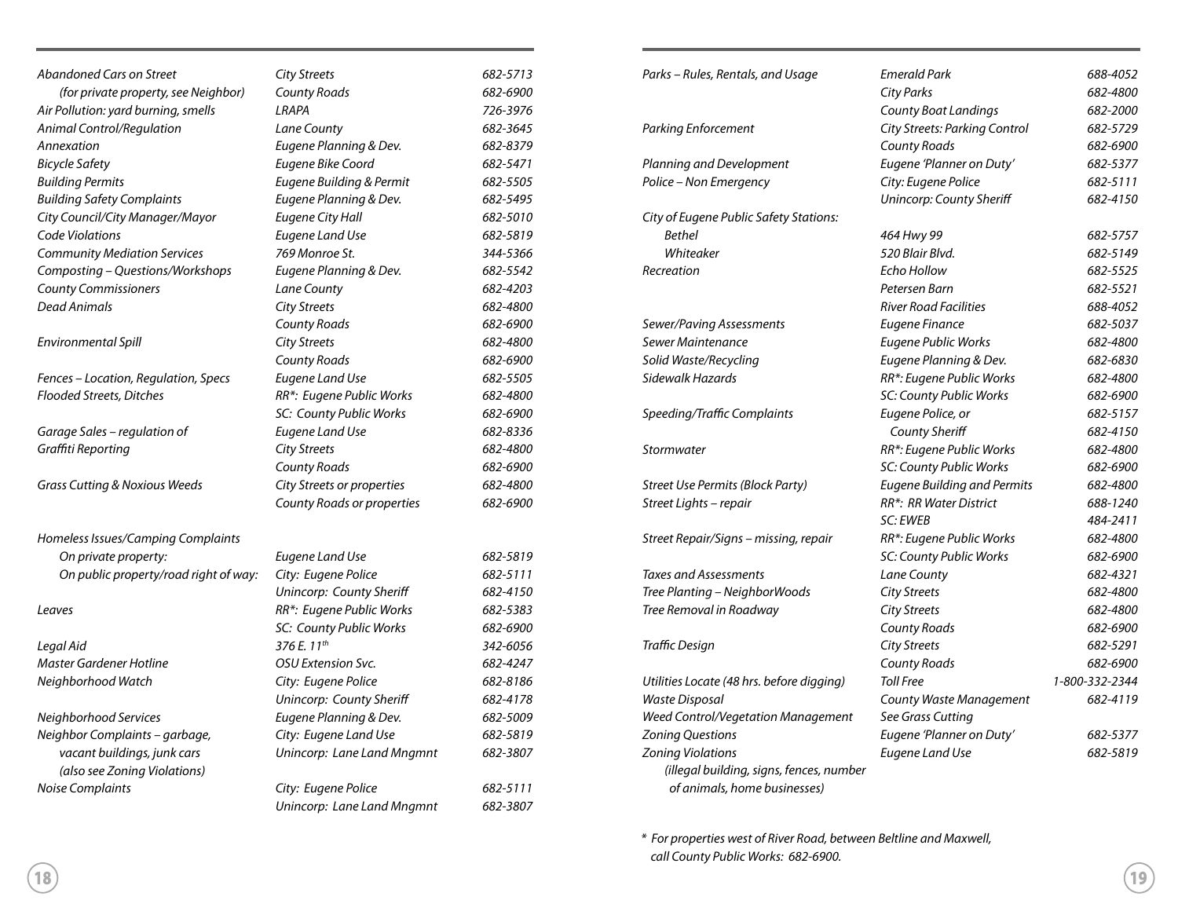| Topic | Contact | Phone |
|---|---|---|
| *Abandoned Cars on Street* | *City Streets* | *682-5713* |
| *(for private property, see Neighbor)* | *County Roads* | *682-6900* |
| *Air Pollution: yard burning, smells* | *LRAPA* | *726-3976* |
| *Animal Control/Regulation* | *Lane County* | *682-3645* |
| *Annexation* | *Eugene Planning & Dev.* | *682-8379* |
| *Bicycle Safety* | *Eugene Bike Coord* | *682-5471* |
| *Building Permits* | *Eugene Building & Permit* | *682-5505* |
| *Building Safety Complaints* | *Eugene Planning & Dev.* | *682-5495* |
| *City Council/City Manager/Mayor* | *Eugene City Hall* | *682-5010* |
| *Code Violations* | *Eugene Land Use* | *682-5819* |
| *Community Mediation Services* | *769 Monroe St.* | *344-5366* |
| *Composting – Questions/Workshops* | *Eugene Planning & Dev.* | *682-5542* |
| *County Commissioners* | *Lane County* | *682-4203* |
| *Dead Animals* | *City Streets* | *682-4800* |
| | *County Roads* | *682-6900* |
| *Environmental Spill* | *City Streets* | *682-4800* |
| | *County Roads* | *682-6900* |
| *Fences – Location, Regulation, Specs* | *Eugene Land Use* | *682-5505* |
| *Flooded Streets, Ditches* | *RR*: Eugene Public Works* | *682-4800* |
| | *SC: County Public Works* | *682-6900* |
| *Garage Sales – regulation of* | *Eugene Land Use* | *682-8336* |
| *Graffiti Reporting* | *City Streets* | *682-4800* |
| | *County Roads* | *682-6900* |
| *Grass Cutting & Noxious Weeds* | *City Streets or properties* | *682-4800* |
| | *County Roads or properties* | *682-6900* |
| *Homeless Issues/Camping Complaints* | | |
| *On private property:* | *Eugene Land Use* | *682-5819* |
| *On public property/road right of way:* | *City: Eugene Police* | *682-5111* |
| | *Unincorp: County Sheriff* | *682-4150* |
| *Leaves* | *RR*: Eugene Public Works* | *682-5383* |
| | *SC: County Public Works* | *682-6900* |
| *Legal Aid* | *376 E. 11th* | *342-6056* |
| *Master Gardener Hotline* | *OSU Extension Svc.* | *682-4247* |
| *Neighborhood Watch* | *City: Eugene Police* | *682-8186* |
| | *Unincorp: County Sheriff* | *682-4178* |
| *Neighborhood Services* | *Eugene Planning & Dev.* | *682-5009* |
| *Neighbor Complaints – garbage, vacant buildings, junk cars (also see Zoning Violations)* | *City: Eugene Land Use* | *682-5819* |
| | *Unincorp: Lane Land Mngmnt* | *682-3807* |
| *Noise Complaints* | *City: Eugene Police* | *682-5111* |
| | *Unincorp: Lane Land Mngmnt* | *682-3807* |
| *Parks – Rules, Rentals, and Usage* | *Emerald Park* | *688-4052* |
| | *City Parks* | *682-4800* |
| | *County Boat Landings* | *682-2000* |
| *Parking Enforcement* | *City Streets: Parking Control* | *682-5729* |
| | *County Roads* | *682-6900* |
| *Planning and Development* | *Eugene 'Planner on Duty'* | *682-5377* |
| *Police – Non Emergency* | *City: Eugene Police* | *682-5111* |
| | *Unincorp: County Sheriff* | *682-4150* |
| *City of Eugene Public Safety Stations:* | | |
| *Bethel* | *464 Hwy 99* | *682-5757* |
| *Whiteaker* | *520 Blair Blvd.* | *682-5149* |
| *Recreation* | *Echo Hollow* | *682-5525* |
| | *Petersen Barn* | *682-5521* |
| | *River Road Facilities* | *688-4052* |
| *Sewer/Paving Assessments* | *Eugene Finance* | *682-5037* |
| *Sewer Maintenance* | *Eugene Public Works* | *682-4800* |
| *Solid Waste/Recycling* | *Eugene Planning & Dev.* | *682-6830* |
| *Sidewalk Hazards* | *RR*: Eugene Public Works* | *682-4800* |
| | *SC: County Public Works* | *682-6900* |
| *Speeding/Traffic Complaints* | *Eugene Police, or* | *682-5157* |
| | *County Sheriff* | *682-4150* |
| *Stormwater* | *RR*: Eugene Public Works* | *682-4800* |
| | *SC: County Public Works* | *682-6900* |
| *Street Use Permits (Block Party)* | *Eugene Building and Permits* | *682-4800* |
| *Street Lights – repair* | *RR*: RR Water District* | *688-1240* |
| | *SC: EWEB* | *484-2411* |
| *Street Repair/Signs – missing, repair* | *RR*: Eugene Public Works* | *682-4800* |
| | *SC: County Public Works* | *682-6900* |
| *Taxes and Assessments* | *Lane County* | *682-4321* |
| *Tree Planting – NeighborWoods* | *City Streets* | *682-4800* |
| *Tree Removal in Roadway* | *City Streets* | *682-4800* |
| | *County Roads* | *682-6900* |
| *Traffic Design* | *City Streets* | *682-5291* |
| | *County Roads* | *682-6900* |
| *Utilities Locate (48 hrs. before digging)* | *Toll Free* | *1-800-332-2344* |
| *Waste Disposal* | *County Waste Management* | *682-4119* |
| *Weed Control/Vegetation Management* | *See Grass Cutting* | |
| *Zoning Questions* | *Eugene 'Planner on Duty'* | *682-5377* |
| *Zoning Violations (illegal building, signs, fences, number of animals, home businesses)* | *Eugene Land Use* | *682-5819* |

*\* For properties west of River Road, between Beltline and Maxwell, call County Public Works: 682-6900.*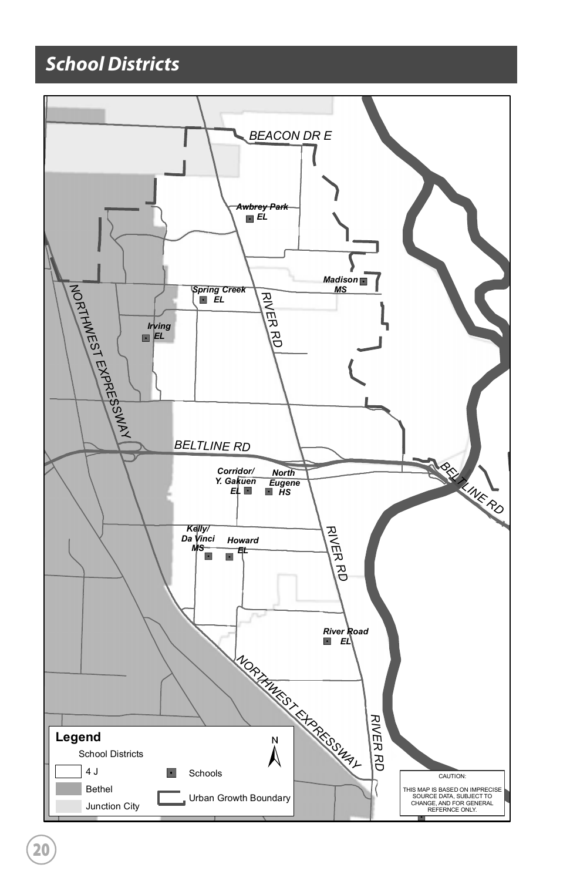# School Districts

BEACON DR E

Awbrey Park EL

Madison MS

Spring Creek EL

Irving EL

NORTHWEST EXPRESSWAY

RIVER RD

BELTLINE RD

Corridor/ Y. Gakuen EL

North Eugene HS

BELTLINE RD

Kelly/ Da Vinci MS

Howard EL

RIVER RD

River Road EL

NORTHWEST EXPRESSWAY

RIVER RD

**Legend**

School Districts

- 4 J
- Bethel
- Junction City
- Schools
- Urban Growth Boundary

N

CAUTION:

THIS MAP IS BASED ON IMPRECISE SOURCE DATA, SUBJECT TO CHANGE, AND FOR GENERAL REFERNCE ONLY.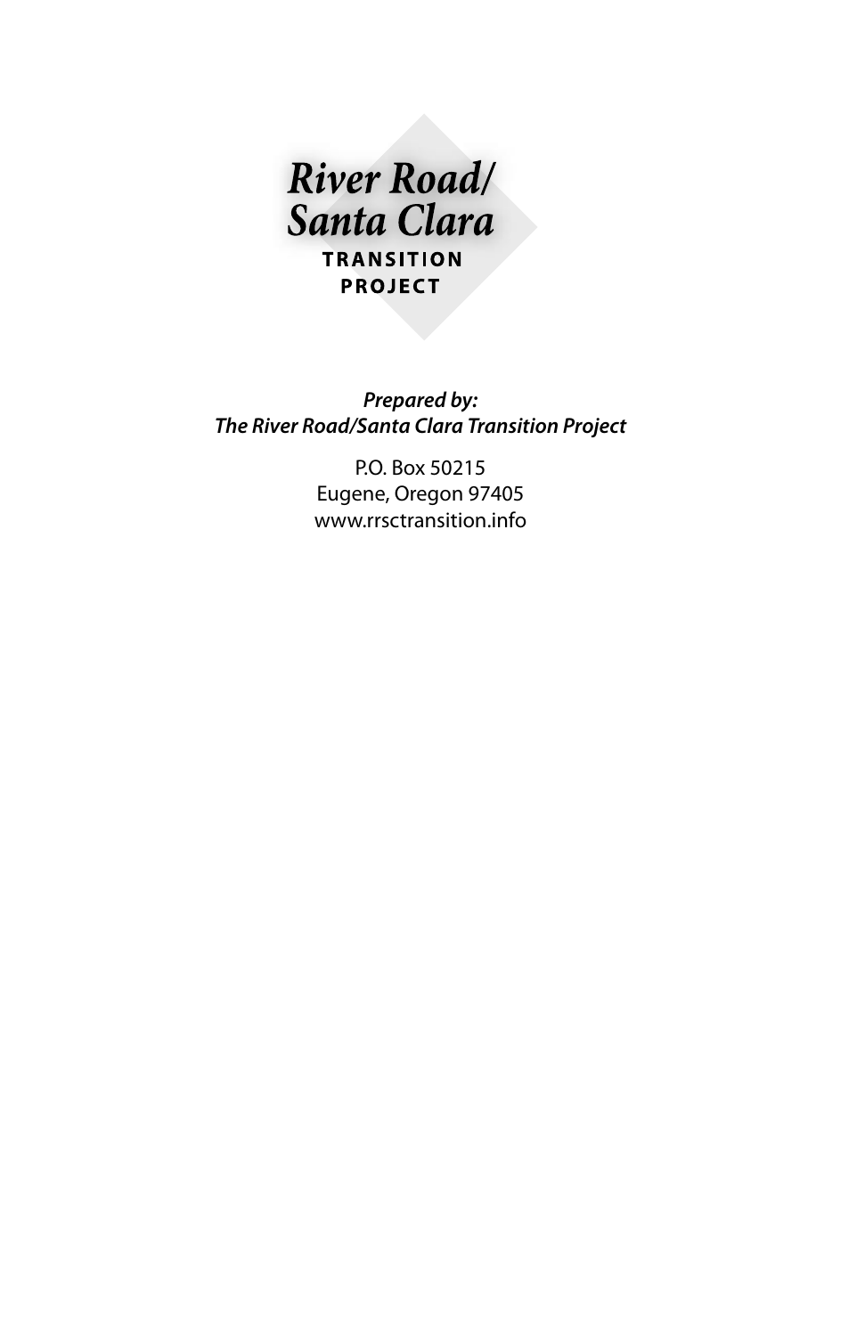***River Road/ Santa Clara***

**TRANSITION PROJECT**

***Prepared by:***
***The River Road/Santa Clara Transition Project***

P.O. Box 50215
Eugene, Oregon 97405
www.rrsctransition.info